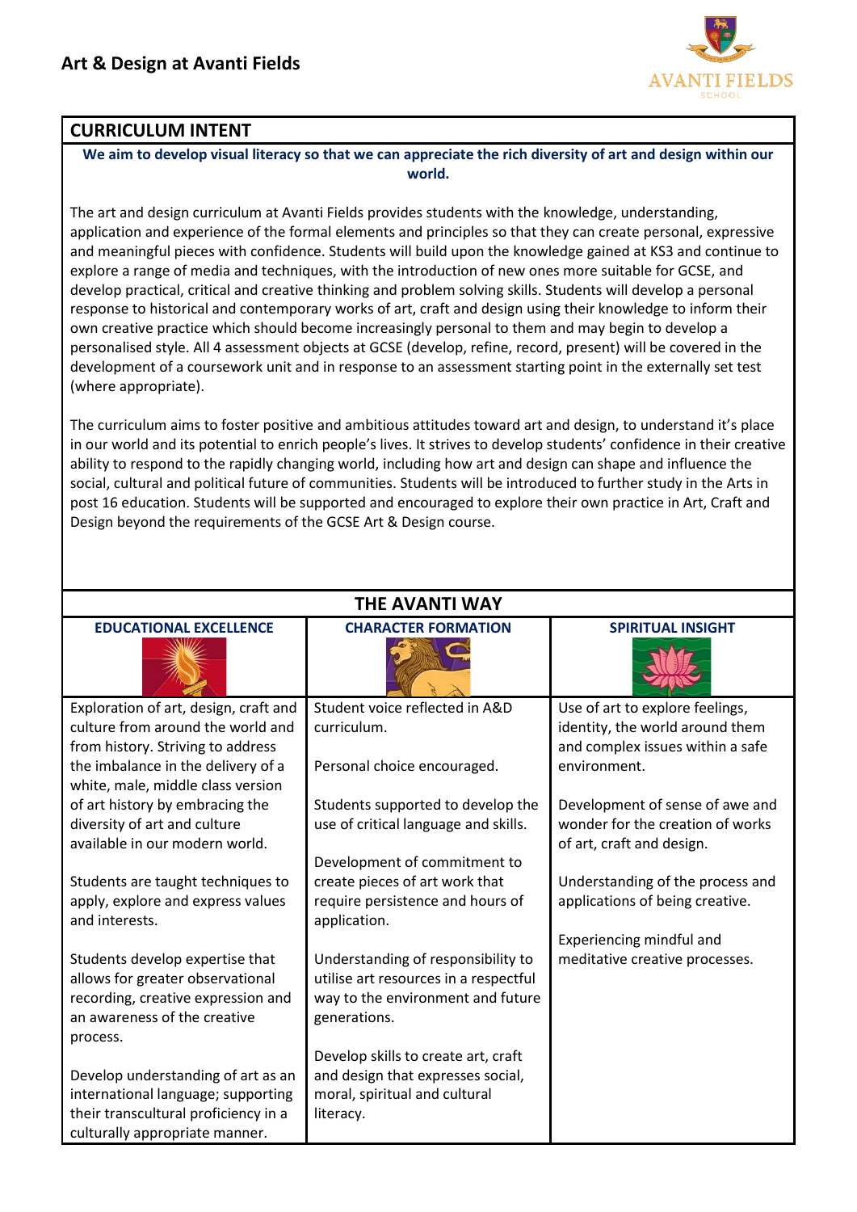# Art & Design at Avanti Fields

## CURRICULUM INTENT

**We aim to develop visual literacy so that we can appreciate the rich diversity of art and design within our world.**

The art and design curriculum at Avanti Fields provides students with the knowledge, understanding, application and experience of the formal elements and principles so that they can create personal, expressive and meaningful pieces with confidence. Students will build upon the knowledge gained at KS3 and continue to explore a range of media and techniques, with the introduction of new ones more suitable for GCSE, and develop practical, critical and creative thinking and problem solving skills. Students will develop a personal response to historical and contemporary works of art, craft and design using their knowledge to inform their own creative practice which should become increasingly personal to them and may begin to develop a personalised style. All 4 assessment objects at GCSE (develop, refine, record, present) will be covered in the development of a coursework unit and in response to an assessment starting point in the externally set test (where appropriate).

The curriculum aims to foster positive and ambitious attitudes toward art and design, to understand it's place in our world and its potential to enrich people's lives. It strives to develop students' confidence in their creative ability to respond to the rapidly changing world, including how art and design can shape and influence the social, cultural and political future of communities. Students will be introduced to further study in the Arts in post 16 education. Students will be supported and encouraged to explore their own practice in Art, Craft and Design beyond the requirements of the GCSE Art & Design course.

## THE AVANTI WAY

| EDUCATIONAL EXCELLENCE | CHARACTER FORMATION | SPIRITUAL INSIGHT |
|---|---|---|
| Exploration of art, design, craft and culture from around the world and from history. Striving to address the imbalance in the delivery of a white, male, middle class version of art history by embracing the diversity of art and culture available in our modern world.<br><br>Students are taught techniques to apply, explore and express values and interests.<br><br>Students develop expertise that allows for greater observational recording, creative expression and an awareness of the creative process.<br><br>Develop understanding of art as an international language; supporting their transcultural proficiency in a culturally appropriate manner. | Student voice reflected in A&D curriculum.<br><br>Personal choice encouraged.<br><br>Students supported to develop the use of critical language and skills.<br><br>Development of commitment to create pieces of art work that require persistence and hours of application.<br><br>Understanding of responsibility to utilise art resources in a respectful way to the environment and future generations.<br><br>Develop skills to create art, craft and design that expresses social, moral, spiritual and cultural literacy. | Use of art to explore feelings, identity, the world around them and complex issues within a safe environment.<br><br>Development of sense of awe and wonder for the creation of works of art, craft and design.<br><br>Understanding of the process and applications of being creative.<br><br>Experiencing mindful and meditative creative processes. |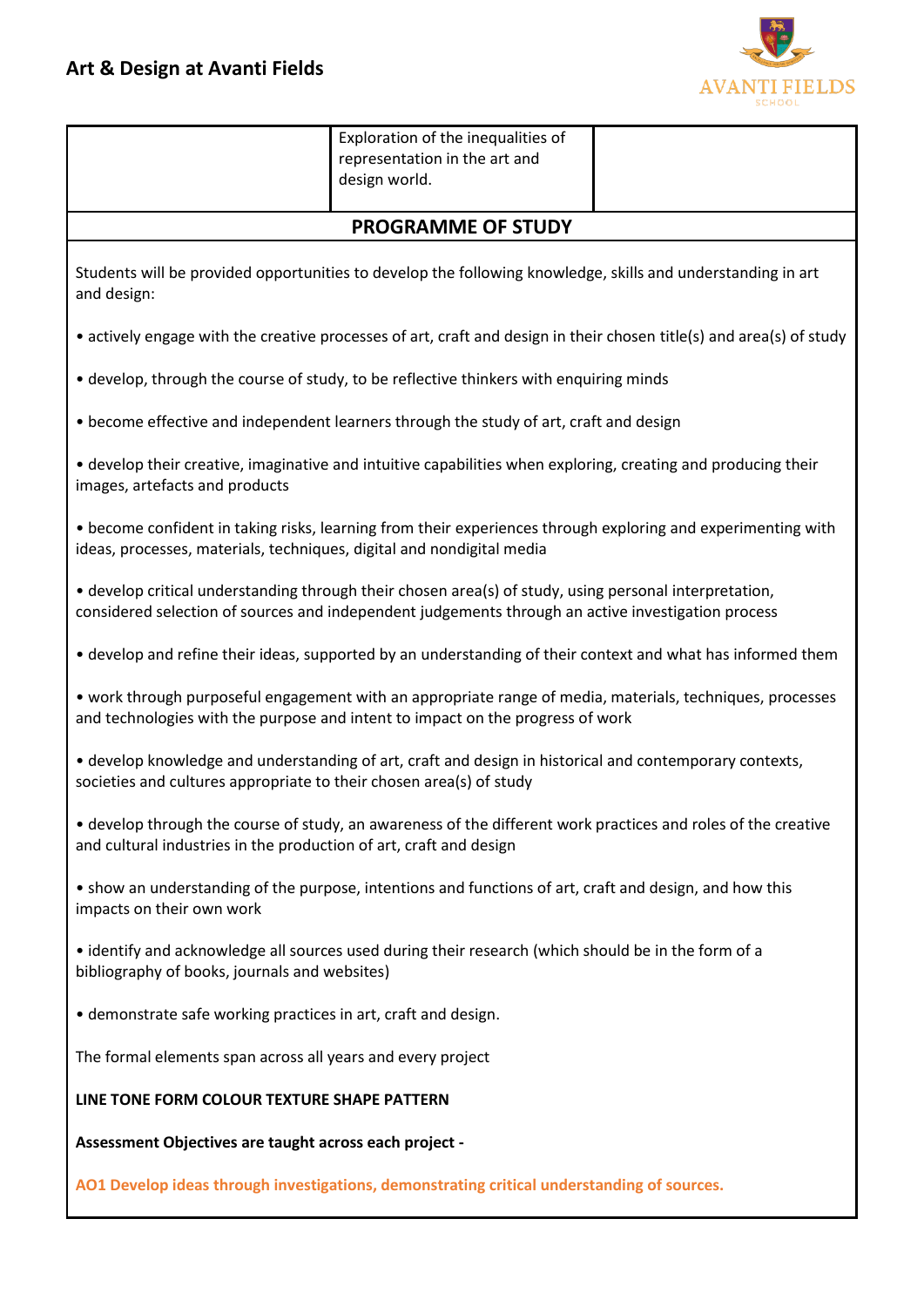| | Exploration of the inequalities of representation in the art and design world. | |
|---|---|---|

## PROGRAMME OF STUDY

Students will be provided opportunities to develop the following knowledge, skills and understanding in art and design:

• actively engage with the creative processes of art, craft and design in their chosen title(s) and area(s) of study

• develop, through the course of study, to be reflective thinkers with enquiring minds

• become effective and independent learners through the study of art, craft and design

• develop their creative, imaginative and intuitive capabilities when exploring, creating and producing their images, artefacts and products

• become confident in taking risks, learning from their experiences through exploring and experimenting with ideas, processes, materials, techniques, digital and nondigital media

• develop critical understanding through their chosen area(s) of study, using personal interpretation, considered selection of sources and independent judgements through an active investigation process

• develop and refine their ideas, supported by an understanding of their context and what has informed them

• work through purposeful engagement with an appropriate range of media, materials, techniques, processes and technologies with the purpose and intent to impact on the progress of work

• develop knowledge and understanding of art, craft and design in historical and contemporary contexts, societies and cultures appropriate to their chosen area(s) of study

• develop through the course of study, an awareness of the different work practices and roles of the creative and cultural industries in the production of art, craft and design

• show an understanding of the purpose, intentions and functions of art, craft and design, and how this impacts on their own work

• identify and acknowledge all sources used during their research (which should be in the form of a bibliography of books, journals and websites)

• demonstrate safe working practices in art, craft and design.

The formal elements span across all years and every project

**LINE TONE FORM COLOUR TEXTURE SHAPE PATTERN**

**Assessment Objectives are taught across each project -**

**AO1 Develop ideas through investigations, demonstrating critical understanding of sources.**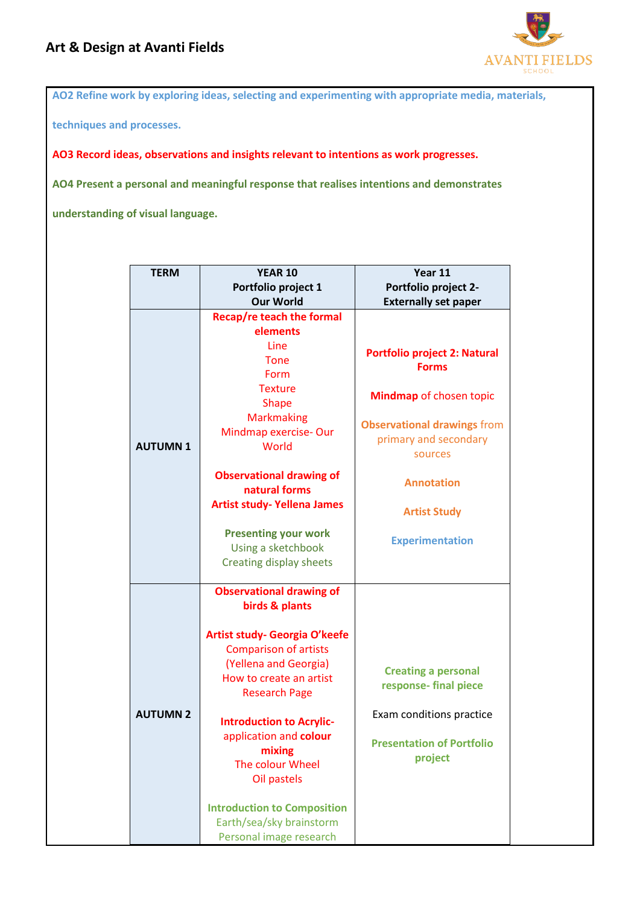## Art & Design at Avanti Fields

**AO2 Refine work by exploring ideas, selecting and experimenting with appropriate media, materials, techniques and processes.**

**AO3 Record ideas, observations and insights relevant to intentions as work progresses.**

**AO4 Present a personal and meaningful response that realises intentions and demonstrates understanding of visual language.**

| TERM | YEAR 10 Portfolio project 1 Our World | Year 11 Portfolio project 2- Externally set paper |
|---|---|---|
| **AUTUMN 1** | **Recap/re teach the formal elements**<br>Line<br>Tone<br>Form<br>Texture<br>Shape<br>Markmaking<br>Mindmap exercise- Our World<br><br>**Observational drawing of natural forms**<br>**Artist study- Yellena James**<br><br>**Presenting your work**<br>Using a sketchbook<br>Creating display sheets | **Portfolio project 2: Natural Forms**<br><br>**Mindmap** of chosen topic<br><br>**Observational drawings** from primary and secondary sources<br><br>**Annotation**<br><br>**Artist Study**<br><br>**Experimentation** |
| **AUTUMN 2** | **Observational drawing of birds & plants**<br><br>**Artist study- Georgia O'keefe**<br>Comparison of artists (Yellena and Georgia)<br>How to create an artist Research Page<br><br>**Introduction to Acrylic-** application and **colour mixing**<br>The colour Wheel<br>Oil pastels<br><br>**Introduction to Composition**<br>Earth/sea/sky brainstorm<br>Personal image research | **Creating a personal response- final piece**<br><br>Exam conditions practice<br><br>**Presentation of Portfolio project** |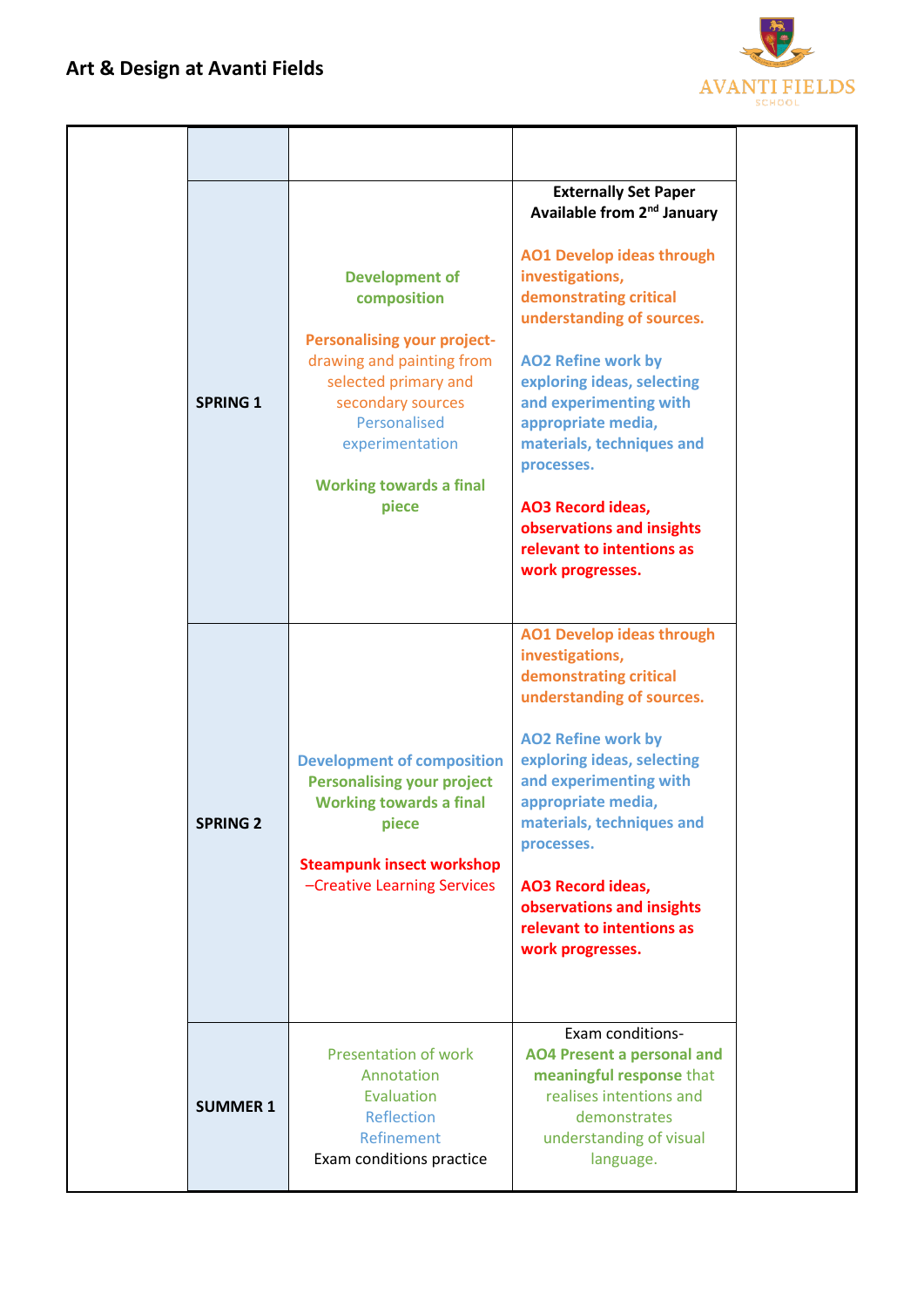## Art & Design at Avanti Fields

| | | | | |
|---|---|---|---|---|
| | | | | |
| | **SPRING 1** | **Development of composition**<br><br>**Personalising your project-** drawing and painting from selected primary and secondary sources<br>Personalised experimentation<br><br>**Working towards a final piece** | **Externally Set Paper Available from 2nd January**<br><br>**AO1 Develop ideas through investigations, demonstrating critical understanding of sources.**<br><br>**AO2 Refine work by exploring ideas, selecting and experimenting with appropriate media, materials, techniques and processes.**<br><br>**AO3 Record ideas, observations and insights relevant to intentions as work progresses.** | |
| | **SPRING 2** | **Development of composition**<br>**Personalising your project**<br>**Working towards a final piece**<br><br>**Steampunk insect workshop** –Creative Learning Services | **AO1 Develop ideas through investigations, demonstrating critical understanding of sources.**<br><br>**AO2 Refine work by exploring ideas, selecting and experimenting with appropriate media, materials, techniques and processes.**<br><br>**AO3 Record ideas, observations and insights relevant to intentions as work progresses.** | |
| | **SUMMER 1** | Presentation of work<br>Annotation<br>Evaluation<br>Reflection<br>Refinement<br>Exam conditions practice | Exam conditions-<br>**AO4 Present a personal and meaningful response** that realises intentions and demonstrates understanding of visual language. | |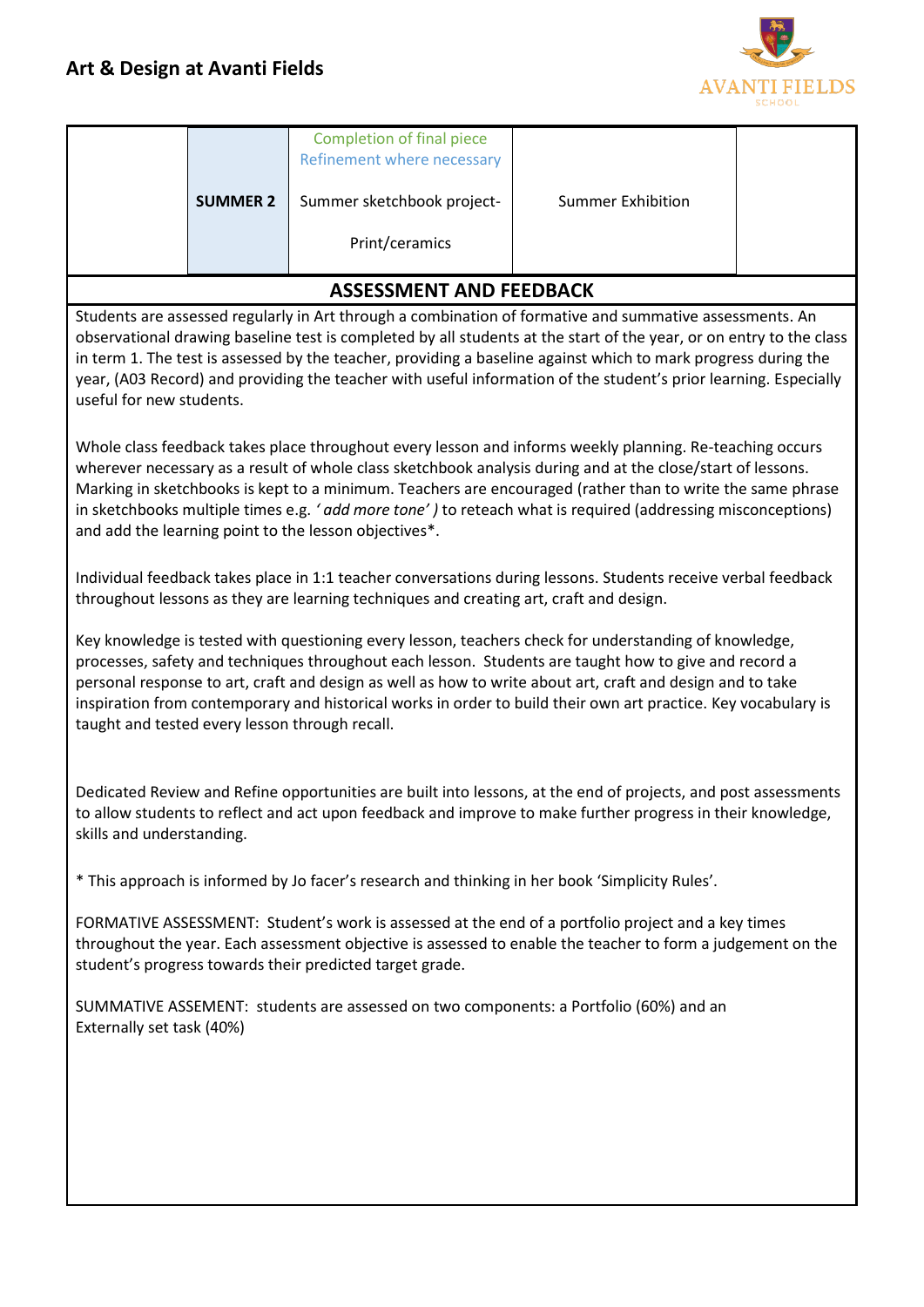| | | | | |
|---|---|---|---|---|
| | **SUMMER 2** | Completion of final piece<br>Refinement where necessary<br><br>Summer sketchbook project-<br><br>Print/ceramics | Summer Exhibition | |

## ASSESSMENT AND FEEDBACK

Students are assessed regularly in Art through a combination of formative and summative assessments. An observational drawing baseline test is completed by all students at the start of the year, or on entry to the class in term 1. The test is assessed by the teacher, providing a baseline against which to mark progress during the year, (A03 Record) and providing the teacher with useful information of the student's prior learning. Especially useful for new students.

Whole class feedback takes place throughout every lesson and informs weekly planning. Re-teaching occurs wherever necessary as a result of whole class sketchbook analysis during and at the close/start of lessons. Marking in sketchbooks is kept to a minimum. Teachers are encouraged (rather than to write the same phrase in sketchbooks multiple times e.g. *'add more tone' )* to reteach what is required (addressing misconceptions) and add the learning point to the lesson objectives*.

Individual feedback takes place in 1:1 teacher conversations during lessons. Students receive verbal feedback throughout lessons as they are learning techniques and creating art, craft and design.

Key knowledge is tested with questioning every lesson, teachers check for understanding of knowledge, processes, safety and techniques throughout each lesson. Students are taught how to give and record a personal response to art, craft and design as well as how to write about art, craft and design and to take inspiration from contemporary and historical works in order to build their own art practice. Key vocabulary is taught and tested every lesson through recall.

Dedicated Review and Refine opportunities are built into lessons, at the end of projects, and post assessments to allow students to reflect and act upon feedback and improve to make further progress in their knowledge, skills and understanding.

* This approach is informed by Jo facer's research and thinking in her book 'Simplicity Rules'.

FORMATIVE ASSESSMENT: Student's work is assessed at the end of a portfolio project and a key times throughout the year. Each assessment objective is assessed to enable the teacher to form a judgement on the student's progress towards their predicted target grade.

SUMMATIVE ASSESMENT: students are assessed on two components: a Portfolio (60%) and an Externally set task (40%)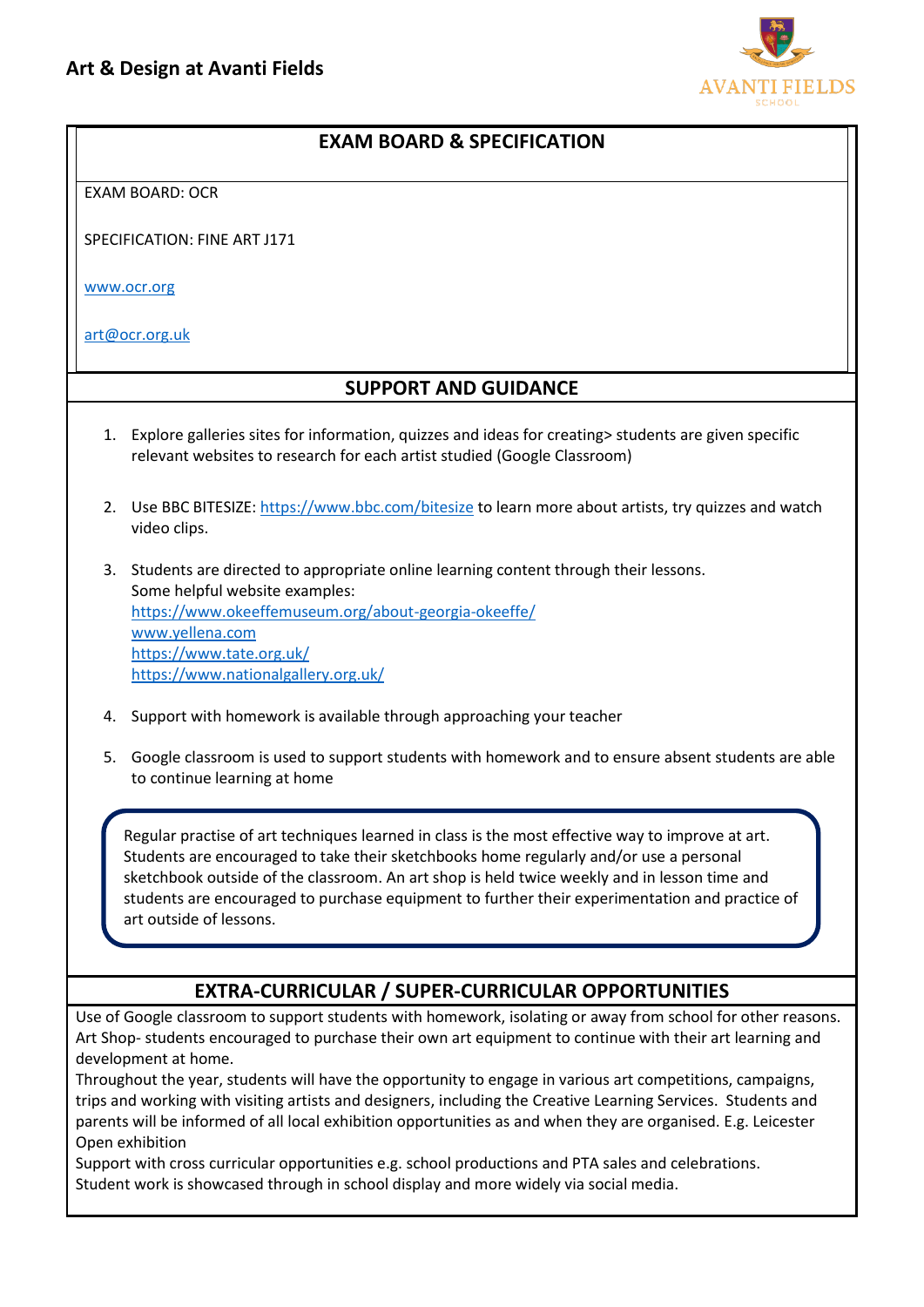# Art & Design at Avanti Fields

AVANTI FIELDS SCHOOL

## EXAM BOARD & SPECIFICATION

EXAM BOARD: OCR

SPECIFICATION: FINE ART J171

www.ocr.org

art@ocr.org.uk

## SUPPORT AND GUIDANCE

1. Explore galleries sites for information, quizzes and ideas for creating> students are given specific relevant websites to research for each artist studied (Google Classroom)

2. Use BBC BITESIZE: https://www.bbc.com/bitesize to learn more about artists, try quizzes and watch video clips.

3. Students are directed to appropriate online learning content through their lessons.
   Some helpful website examples:
   https://www.okeeffemuseum.org/about-georgia-okeeffe/
   www.yellena.com
   https://www.tate.org.uk/
   https://www.nationalgallery.org.uk/

4. Support with homework is available through approaching your teacher

5. Google classroom is used to support students with homework and to ensure absent students are able to continue learning at home

> Regular practise of art techniques learned in class is the most effective way to improve at art. Students are encouraged to take their sketchbooks home regularly and/or use a personal sketchbook outside of the classroom. An art shop is held twice weekly and in lesson time and students are encouraged to purchase equipment to further their experimentation and practice of art outside of lessons.

## EXTRA-CURRICULAR / SUPER-CURRICULAR OPPORTUNITIES

Use of Google classroom to support students with homework, isolating or away from school for other reasons.
Art Shop- students encouraged to purchase their own art equipment to continue with their art learning and development at home.
Throughout the year, students will have the opportunity to engage in various art competitions, campaigns, trips and working with visiting artists and designers, including the Creative Learning Services. Students and parents will be informed of all local exhibition opportunities as and when they are organised. E.g. Leicester Open exhibition
Support with cross curricular opportunities e.g. school productions and PTA sales and celebrations.
Student work is showcased through in school display and more widely via social media.